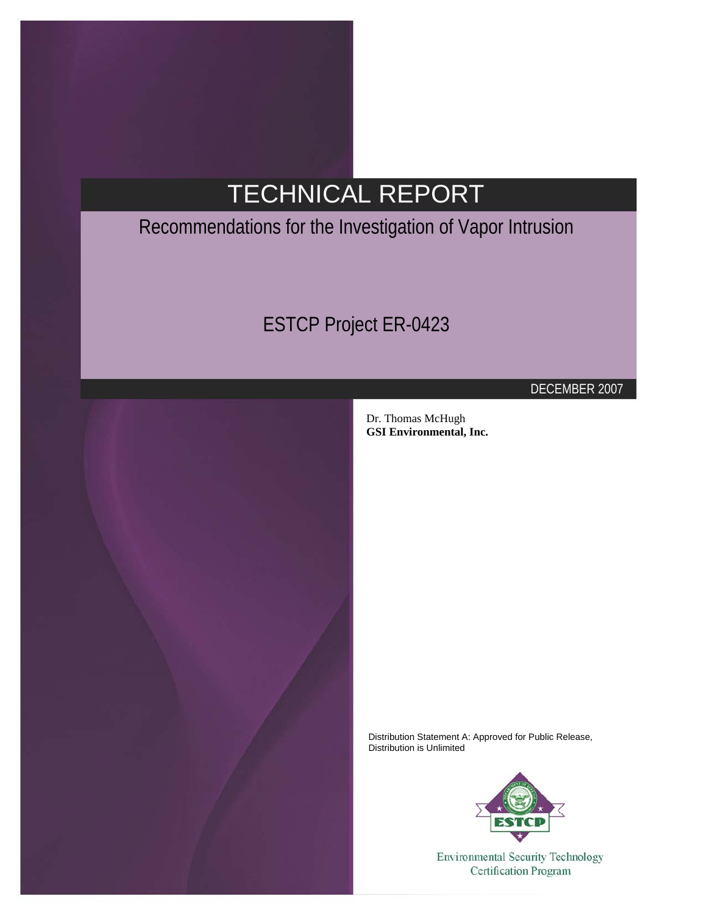# TECHNICAL REPORT

## Recommendations for the Investigation of Vapor Intrusion

## ESTCP Project ER-0423

DECEMBER 2007

Dr. Thomas McHugh
**GSI Environmental, Inc.**

Distribution Statement A: Approved for Public Release, Distribution is Unlimited

Environmental Security Technology Certification Program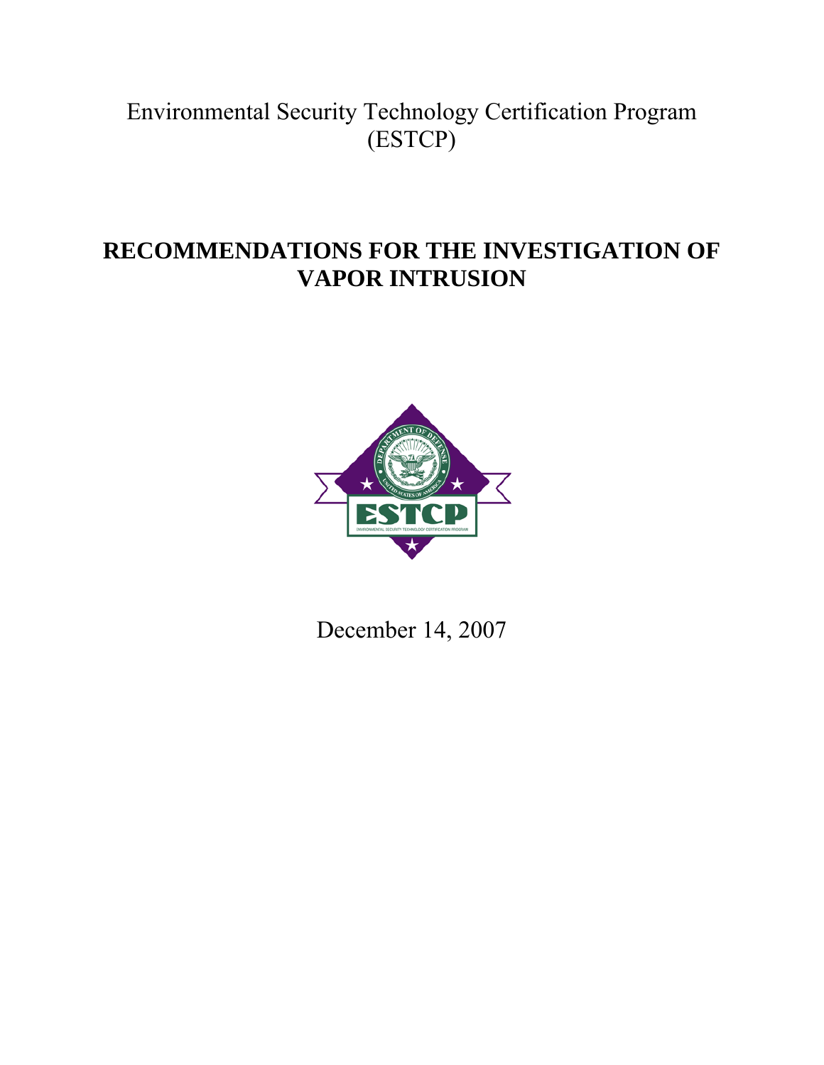Environmental Security Technology Certification Program (ESTCP)

# RECOMMENDATIONS FOR THE INVESTIGATION OF VAPOR INTRUSION

December 14, 2007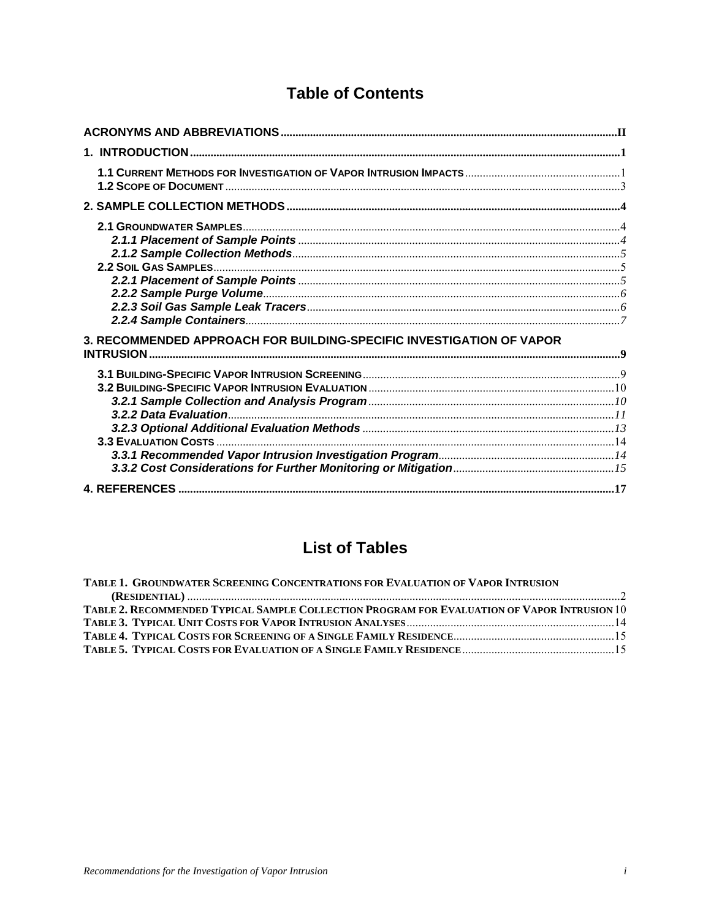# Table of Contents

**ACRONYMS AND ABBREVIATIONS** .....II

**1. INTRODUCTION** .....1

- **1.1 CURRENT METHODS FOR INVESTIGATION OF VAPOR INTRUSION IMPACTS** .....1
- **1.2 SCOPE OF DOCUMENT** .....3

**2. SAMPLE COLLECTION METHODS** .....4

- **2.1 GROUNDWATER SAMPLES** .....4
  - ***2.1.1 Placement of Sample Points*** .....4
  - ***2.1.2 Sample Collection Methods*** .....5
- **2.2 SOIL GAS SAMPLES** .....5
  - ***2.2.1 Placement of Sample Points*** .....5
  - ***2.2.2 Sample Purge Volume*** .....6
  - ***2.2.3 Soil Gas Sample Leak Tracers*** .....6
  - ***2.2.4 Sample Containers*** .....7

**3. RECOMMENDED APPROACH FOR BUILDING-SPECIFIC INVESTIGATION OF VAPOR INTRUSION** .....9

- **3.1 BUILDING-SPECIFIC VAPOR INTRUSION SCREENING** .....9
- **3.2 BUILDING-SPECIFIC VAPOR INTRUSION EVALUATION** .....10
  - ***3.2.1 Sample Collection and Analysis Program*** .....10
  - ***3.2.2 Data Evaluation*** .....11
  - ***3.2.3 Optional Additional Evaluation Methods*** .....13
- **3.3 EVALUATION COSTS** .....14
  - ***3.3.1 Recommended Vapor Intrusion Investigation Program*** .....14
  - ***3.3.2 Cost Considerations for Further Monitoring or Mitigation*** .....15

**4. REFERENCES** .....17

# List of Tables

**TABLE 1. GROUNDWATER SCREENING CONCENTRATIONS FOR EVALUATION OF VAPOR INTRUSION (RESIDENTIAL)** .....2

**TABLE 2. RECOMMENDED TYPICAL SAMPLE COLLECTION PROGRAM FOR EVALUATION OF VAPOR INTRUSION** 10

**TABLE 3. TYPICAL UNIT COSTS FOR VAPOR INTRUSION ANALYSES** .....14

**TABLE 4. TYPICAL COSTS FOR SCREENING OF A SINGLE FAMILY RESIDENCE** .....15

**TABLE 5. TYPICAL COSTS FOR EVALUATION OF A SINGLE FAMILY RESIDENCE** .....15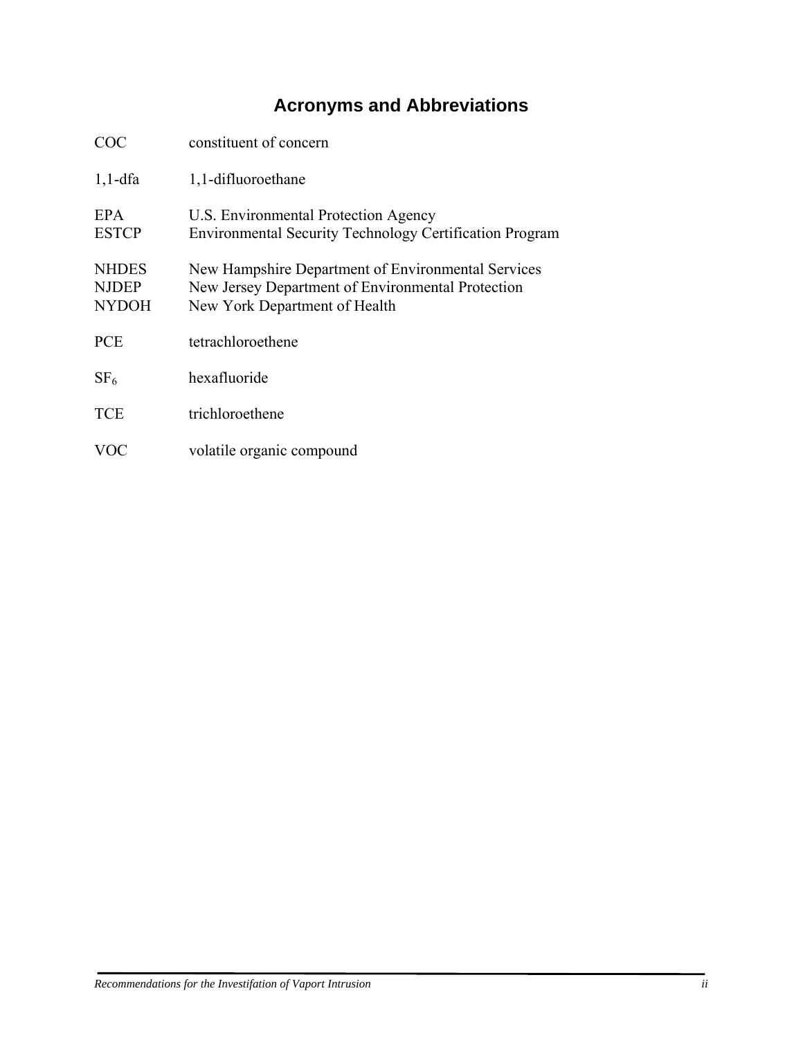# Acronyms and Abbreviations

| | |
|---|---|
| COC | constituent of concern |
| 1,1-dfa | 1,1-difluoroethane |
| EPA | U.S. Environmental Protection Agency |
| ESTCP | Environmental Security Technology Certification Program |
| NHDES | New Hampshire Department of Environmental Services |
| NJDEP | New Jersey Department of Environmental Protection |
| NYDOH | New York Department of Health |
| PCE | tetrachloroethene |
| $SF_6$ | hexafluoride |
| TCE | trichloroethene |
| VOC | volatile organic compound |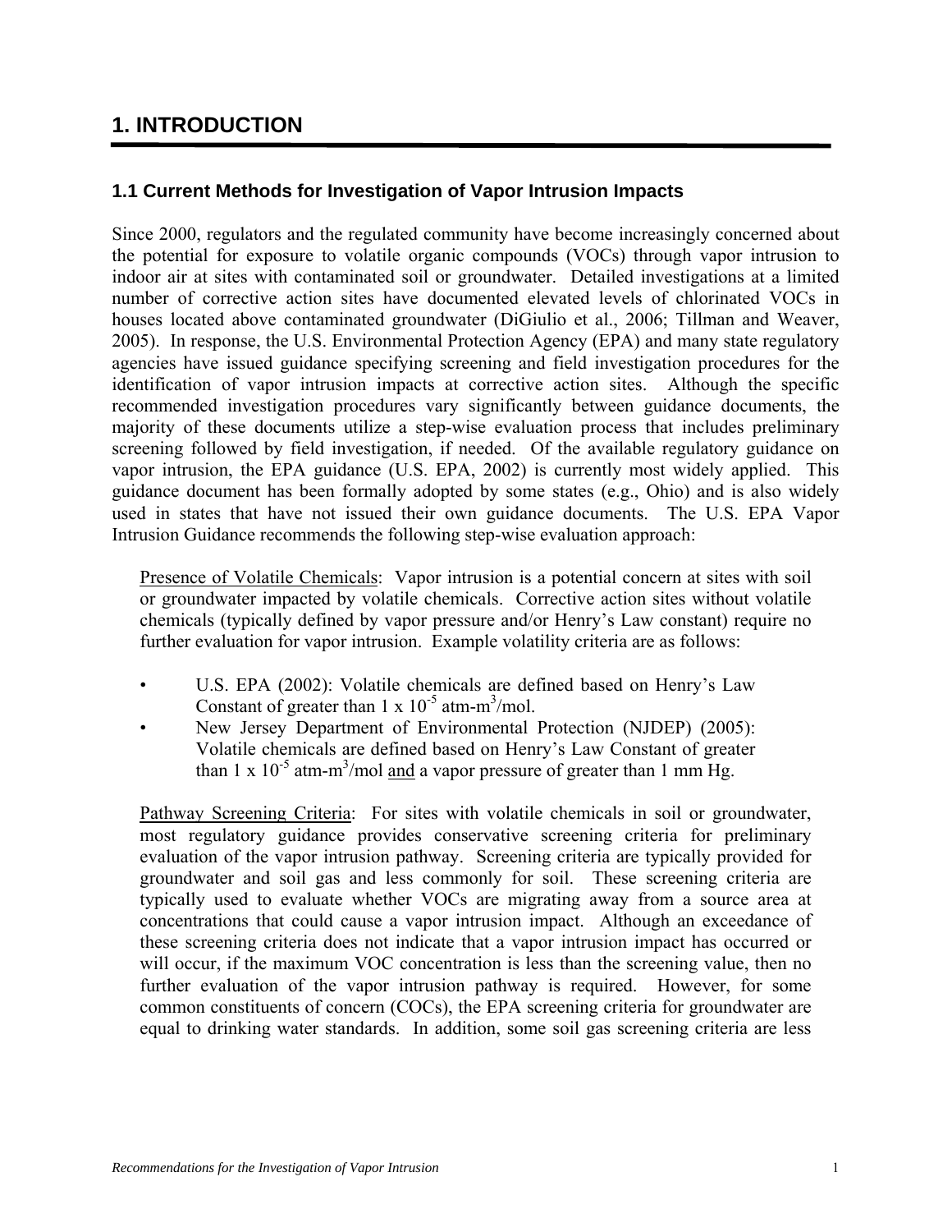# 1. INTRODUCTION

## 1.1 Current Methods for Investigation of Vapor Intrusion Impacts

Since 2000, regulators and the regulated community have become increasingly concerned about the potential for exposure to volatile organic compounds (VOCs) through vapor intrusion to indoor air at sites with contaminated soil or groundwater. Detailed investigations at a limited number of corrective action sites have documented elevated levels of chlorinated VOCs in houses located above contaminated groundwater (DiGiulio et al., 2006; Tillman and Weaver, 2005). In response, the U.S. Environmental Protection Agency (EPA) and many state regulatory agencies have issued guidance specifying screening and field investigation procedures for the identification of vapor intrusion impacts at corrective action sites. Although the specific recommended investigation procedures vary significantly between guidance documents, the majority of these documents utilize a step-wise evaluation process that includes preliminary screening followed by field investigation, if needed. Of the available regulatory guidance on vapor intrusion, the EPA guidance (U.S. EPA, 2002) is currently most widely applied. This guidance document has been formally adopted by some states (e.g., Ohio) and is also widely used in states that have not issued their own guidance documents. The U.S. EPA Vapor Intrusion Guidance recommends the following step-wise evaluation approach:

<u>Presence of Volatile Chemicals</u>: Vapor intrusion is a potential concern at sites with soil or groundwater impacted by volatile chemicals. Corrective action sites without volatile chemicals (typically defined by vapor pressure and/or Henry's Law constant) require no further evaluation for vapor intrusion. Example volatility criteria are as follows:

- U.S. EPA (2002): Volatile chemicals are defined based on Henry's Law Constant of greater than $1 \times 10^{-5}$ atm-m$^3$/mol.
- New Jersey Department of Environmental Protection (NJDEP) (2005): Volatile chemicals are defined based on Henry's Law Constant of greater than $1 \times 10^{-5}$ atm-m$^3$/mol <u>and</u> a vapor pressure of greater than 1 mm Hg.

<u>Pathway Screening Criteria</u>: For sites with volatile chemicals in soil or groundwater, most regulatory guidance provides conservative screening criteria for preliminary evaluation of the vapor intrusion pathway. Screening criteria are typically provided for groundwater and soil gas and less commonly for soil. These screening criteria are typically used to evaluate whether VOCs are migrating away from a source area at concentrations that could cause a vapor intrusion impact. Although an exceedance of these screening criteria does not indicate that a vapor intrusion impact has occurred or will occur, if the maximum VOC concentration is less than the screening value, then no further evaluation of the vapor intrusion pathway is required. However, for some common constituents of concern (COCs), the EPA screening criteria for groundwater are equal to drinking water standards. In addition, some soil gas screening criteria are less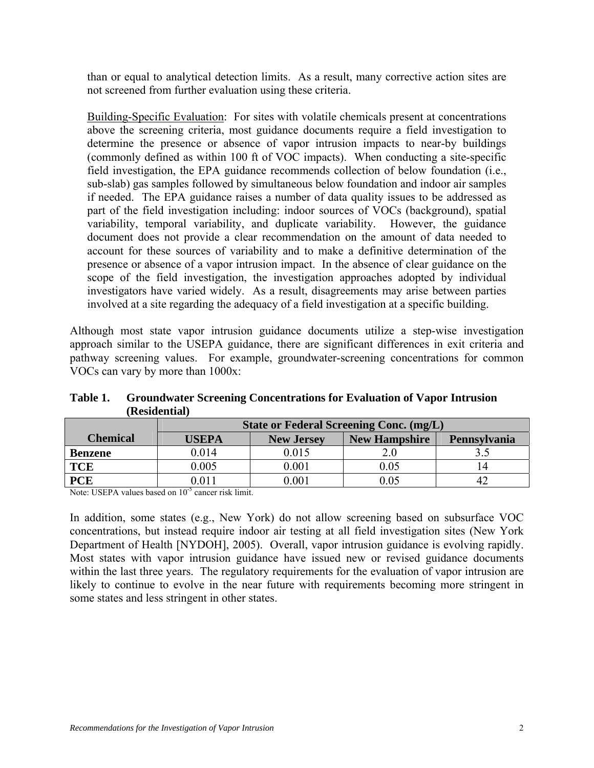than or equal to analytical detection limits. As a result, many corrective action sites are not screened from further evaluation using these criteria.

Building-Specific Evaluation: For sites with volatile chemicals present at concentrations above the screening criteria, most guidance documents require a field investigation to determine the presence or absence of vapor intrusion impacts to near-by buildings (commonly defined as within 100 ft of VOC impacts). When conducting a site-specific field investigation, the EPA guidance recommends collection of below foundation (i.e., sub-slab) gas samples followed by simultaneous below foundation and indoor air samples if needed. The EPA guidance raises a number of data quality issues to be addressed as part of the field investigation including: indoor sources of VOCs (background), spatial variability, temporal variability, and duplicate variability. However, the guidance document does not provide a clear recommendation on the amount of data needed to account for these sources of variability and to make a definitive determination of the presence or absence of a vapor intrusion impact. In the absence of clear guidance on the scope of the field investigation, the investigation approaches adopted by individual investigators have varied widely. As a result, disagreements may arise between parties involved at a site regarding the adequacy of a field investigation at a specific building.

Although most state vapor intrusion guidance documents utilize a step-wise investigation approach similar to the USEPA guidance, there are significant differences in exit criteria and pathway screening values. For example, groundwater-screening concentrations for common VOCs can vary by more than 1000x:

**Table 1. Groundwater Screening Concentrations for Evaluation of Vapor Intrusion (Residential)**

| Chemical | State or Federal Screening Conc. (mg/L) | | | |
|---|---|---|---|---|
| | **USEPA** | **New Jersey** | **New Hampshire** | **Pennsylvania** |
| **Benzene** | 0.014 | 0.015 | 2.0 | 3.5 |
| **TCE** | 0.005 | 0.001 | 0.05 | 14 |
| **PCE** | 0.011 | 0.001 | 0.05 | 42 |

Note: USEPA values based on $10^{-5}$ cancer risk limit.

In addition, some states (e.g., New York) do not allow screening based on subsurface VOC concentrations, but instead require indoor air testing at all field investigation sites (New York Department of Health [NYDOH], 2005). Overall, vapor intrusion guidance is evolving rapidly. Most states with vapor intrusion guidance have issued new or revised guidance documents within the last three years. The regulatory requirements for the evaluation of vapor intrusion are likely to continue to evolve in the near future with requirements becoming more stringent in some states and less stringent in other states.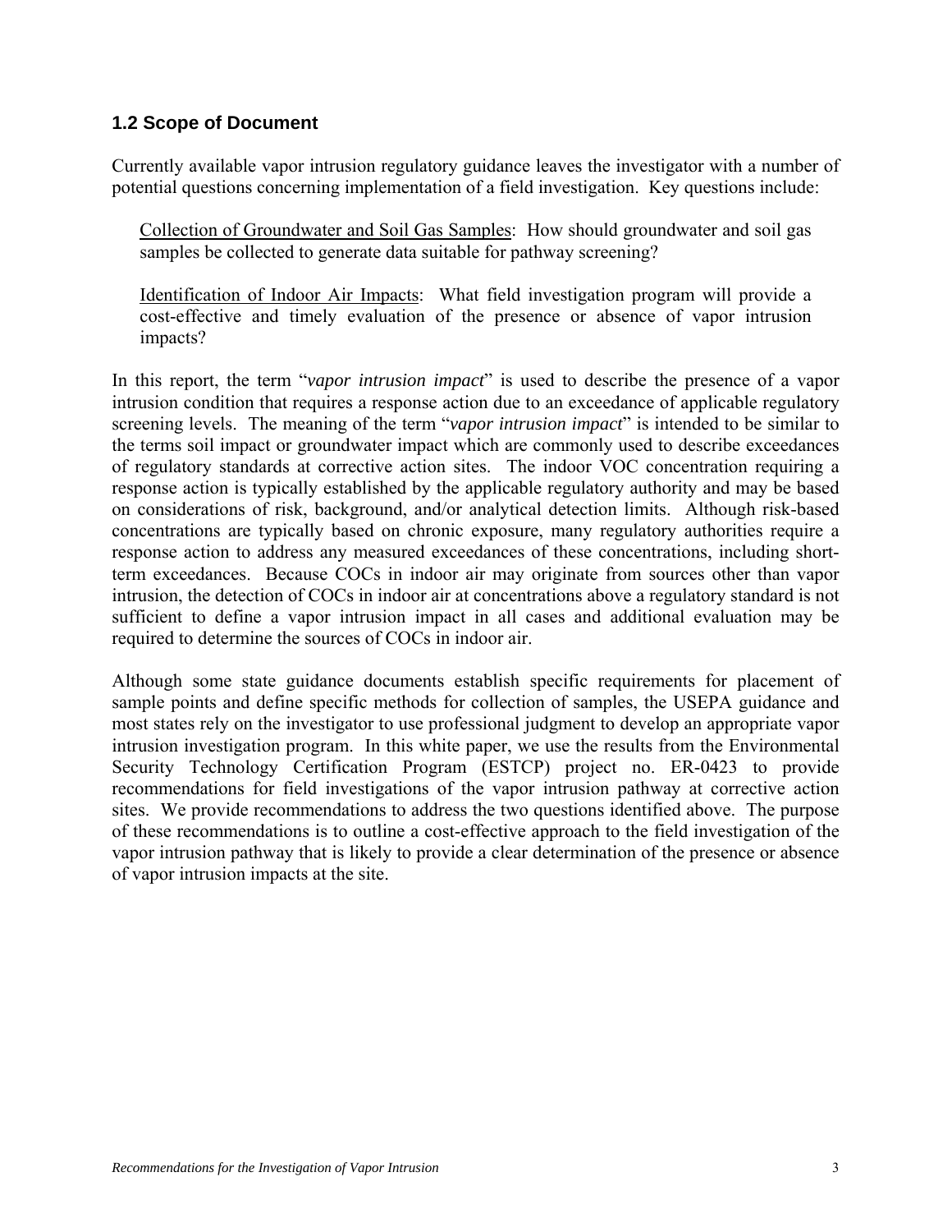## 1.2 Scope of Document

Currently available vapor intrusion regulatory guidance leaves the investigator with a number of potential questions concerning implementation of a field investigation. Key questions include:

> Collection of Groundwater and Soil Gas Samples: How should groundwater and soil gas samples be collected to generate data suitable for pathway screening?
>
> Identification of Indoor Air Impacts: What field investigation program will provide a cost-effective and timely evaluation of the presence or absence of vapor intrusion impacts?

In this report, the term "*vapor intrusion impact*" is used to describe the presence of a vapor intrusion condition that requires a response action due to an exceedance of applicable regulatory screening levels. The meaning of the term "*vapor intrusion impact*" is intended to be similar to the terms soil impact or groundwater impact which are commonly used to describe exceedances of regulatory standards at corrective action sites. The indoor VOC concentration requiring a response action is typically established by the applicable regulatory authority and may be based on considerations of risk, background, and/or analytical detection limits. Although risk-based concentrations are typically based on chronic exposure, many regulatory authorities require a response action to address any measured exceedances of these concentrations, including short-term exceedances. Because COCs in indoor air may originate from sources other than vapor intrusion, the detection of COCs in indoor air at concentrations above a regulatory standard is not sufficient to define a vapor intrusion impact in all cases and additional evaluation may be required to determine the sources of COCs in indoor air.

Although some state guidance documents establish specific requirements for placement of sample points and define specific methods for collection of samples, the USEPA guidance and most states rely on the investigator to use professional judgment to develop an appropriate vapor intrusion investigation program. In this white paper, we use the results from the Environmental Security Technology Certification Program (ESTCP) project no. ER-0423 to provide recommendations for field investigations of the vapor intrusion pathway at corrective action sites. We provide recommendations to address the two questions identified above. The purpose of these recommendations is to outline a cost-effective approach to the field investigation of the vapor intrusion pathway that is likely to provide a clear determination of the presence or absence of vapor intrusion impacts at the site.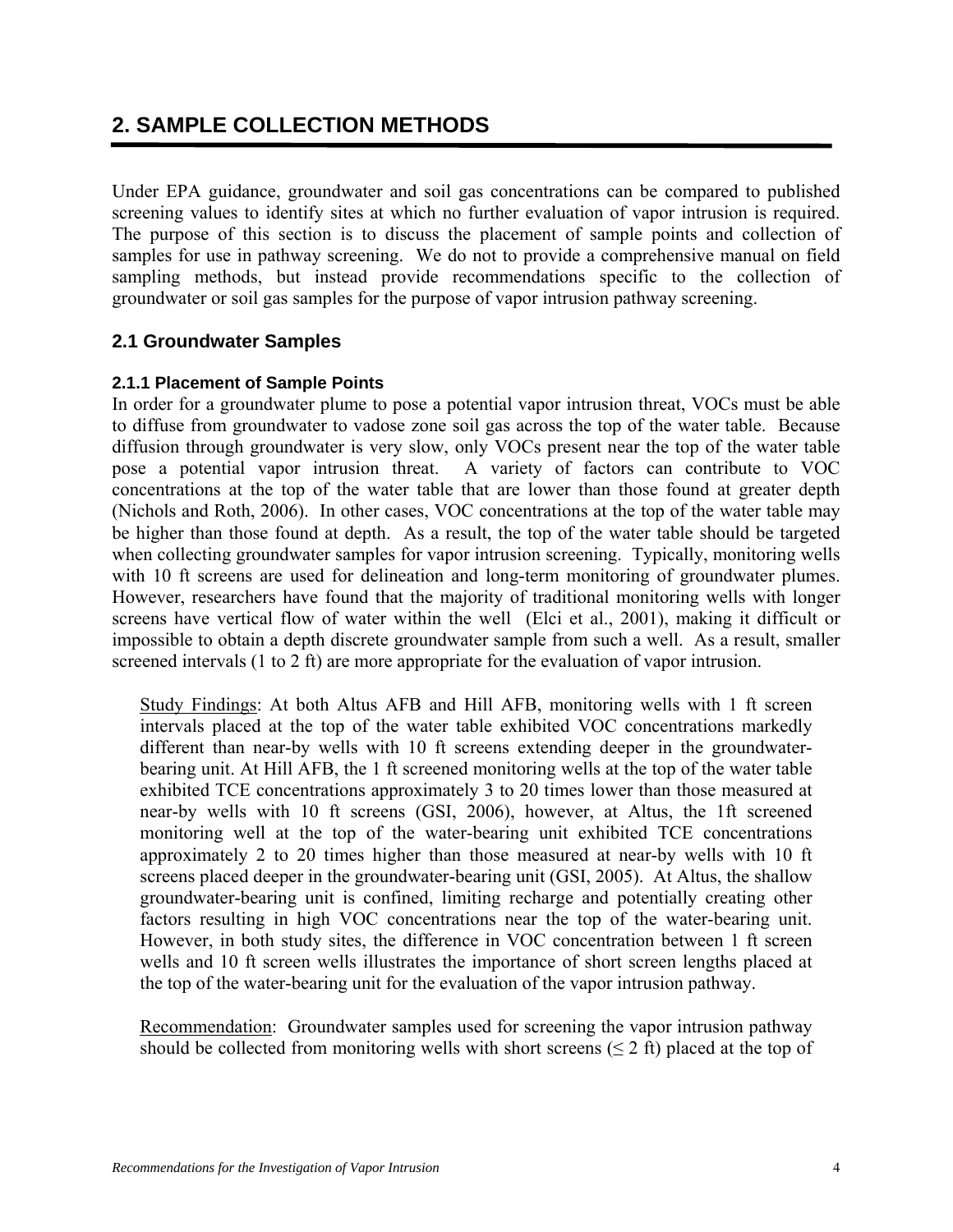# 2. SAMPLE COLLECTION METHODS

Under EPA guidance, groundwater and soil gas concentrations can be compared to published screening values to identify sites at which no further evaluation of vapor intrusion is required. The purpose of this section is to discuss the placement of sample points and collection of samples for use in pathway screening. We do not to provide a comprehensive manual on field sampling methods, but instead provide recommendations specific to the collection of groundwater or soil gas samples for the purpose of vapor intrusion pathway screening.

## 2.1 Groundwater Samples

### 2.1.1 Placement of Sample Points

In order for a groundwater plume to pose a potential vapor intrusion threat, VOCs must be able to diffuse from groundwater to vadose zone soil gas across the top of the water table. Because diffusion through groundwater is very slow, only VOCs present near the top of the water table pose a potential vapor intrusion threat. A variety of factors can contribute to VOC concentrations at the top of the water table that are lower than those found at greater depth (Nichols and Roth, 2006). In other cases, VOC concentrations at the top of the water table may be higher than those found at depth. As a result, the top of the water table should be targeted when collecting groundwater samples for vapor intrusion screening. Typically, monitoring wells with 10 ft screens are used for delineation and long-term monitoring of groundwater plumes. However, researchers have found that the majority of traditional monitoring wells with longer screens have vertical flow of water within the well (Elci et al., 2001), making it difficult or impossible to obtain a depth discrete groundwater sample from such a well. As a result, smaller screened intervals (1 to 2 ft) are more appropriate for the evaluation of vapor intrusion.

Study Findings: At both Altus AFB and Hill AFB, monitoring wells with 1 ft screen intervals placed at the top of the water table exhibited VOC concentrations markedly different than near-by wells with 10 ft screens extending deeper in the groundwater-bearing unit. At Hill AFB, the 1 ft screened monitoring wells at the top of the water table exhibited TCE concentrations approximately 3 to 20 times lower than those measured at near-by wells with 10 ft screens (GSI, 2006), however, at Altus, the 1ft screened monitoring well at the top of the water-bearing unit exhibited TCE concentrations approximately 2 to 20 times higher than those measured at near-by wells with 10 ft screens placed deeper in the groundwater-bearing unit (GSI, 2005). At Altus, the shallow groundwater-bearing unit is confined, limiting recharge and potentially creating other factors resulting in high VOC concentrations near the top of the water-bearing unit. However, in both study sites, the difference in VOC concentration between 1 ft screen wells and 10 ft screen wells illustrates the importance of short screen lengths placed at the top of the water-bearing unit for the evaluation of the vapor intrusion pathway.

Recommendation: Groundwater samples used for screening the vapor intrusion pathway should be collected from monitoring wells with short screens (≤ 2 ft) placed at the top of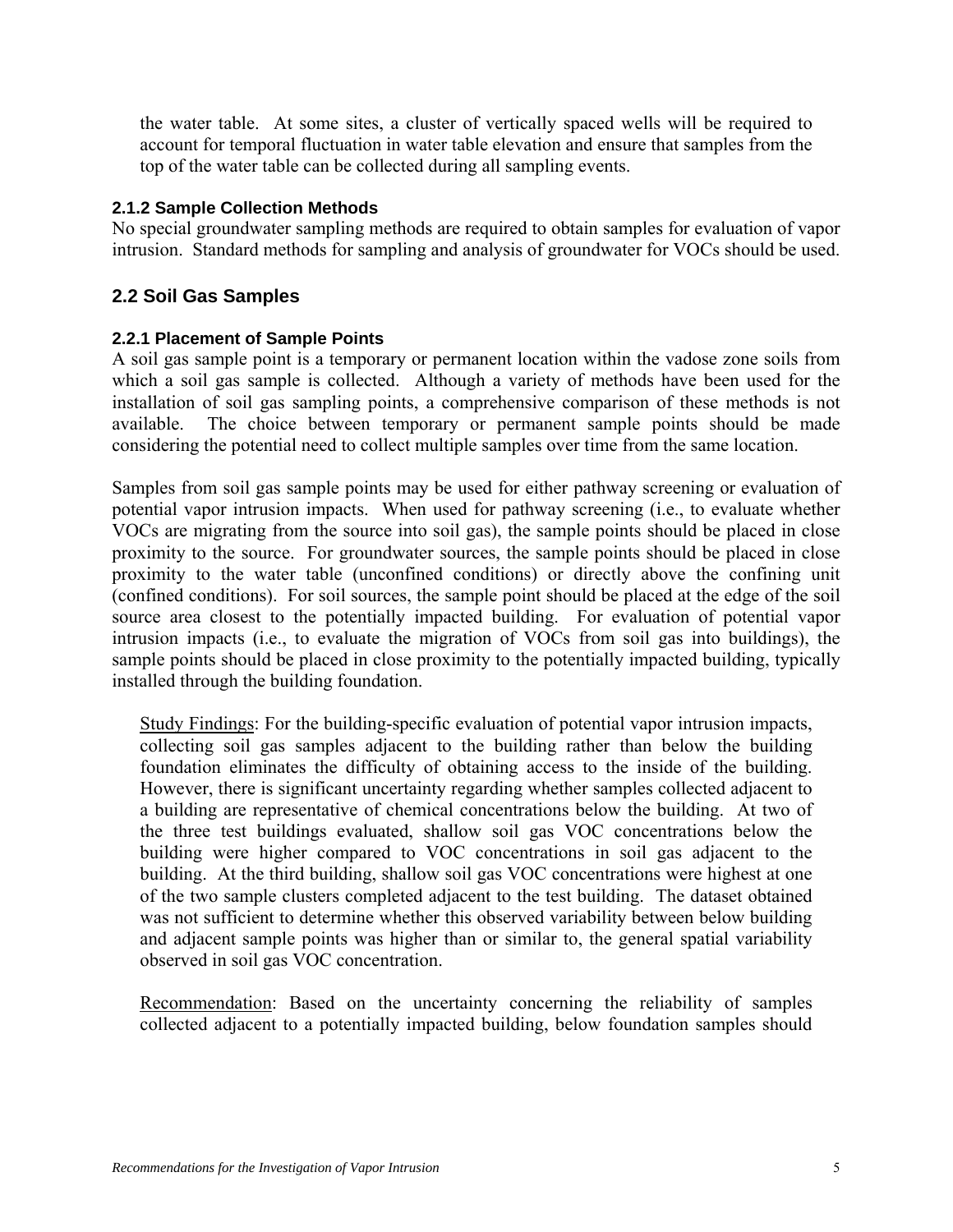the water table. At some sites, a cluster of vertically spaced wells will be required to account for temporal fluctuation in water table elevation and ensure that samples from the top of the water table can be collected during all sampling events.

### 2.1.2 Sample Collection Methods

No special groundwater sampling methods are required to obtain samples for evaluation of vapor intrusion. Standard methods for sampling and analysis of groundwater for VOCs should be used.

## 2.2 Soil Gas Samples

### 2.2.1 Placement of Sample Points

A soil gas sample point is a temporary or permanent location within the vadose zone soils from which a soil gas sample is collected. Although a variety of methods have been used for the installation of soil gas sampling points, a comprehensive comparison of these methods is not available. The choice between temporary or permanent sample points should be made considering the potential need to collect multiple samples over time from the same location.

Samples from soil gas sample points may be used for either pathway screening or evaluation of potential vapor intrusion impacts. When used for pathway screening (i.e., to evaluate whether VOCs are migrating from the source into soil gas), the sample points should be placed in close proximity to the source. For groundwater sources, the sample points should be placed in close proximity to the water table (unconfined conditions) or directly above the confining unit (confined conditions). For soil sources, the sample point should be placed at the edge of the soil source area closest to the potentially impacted building. For evaluation of potential vapor intrusion impacts (i.e., to evaluate the migration of VOCs from soil gas into buildings), the sample points should be placed in close proximity to the potentially impacted building, typically installed through the building foundation.

Study Findings: For the building-specific evaluation of potential vapor intrusion impacts, collecting soil gas samples adjacent to the building rather than below the building foundation eliminates the difficulty of obtaining access to the inside of the building. However, there is significant uncertainty regarding whether samples collected adjacent to a building are representative of chemical concentrations below the building. At two of the three test buildings evaluated, shallow soil gas VOC concentrations below the building were higher compared to VOC concentrations in soil gas adjacent to the building. At the third building, shallow soil gas VOC concentrations were highest at one of the two sample clusters completed adjacent to the test building. The dataset obtained was not sufficient to determine whether this observed variability between below building and adjacent sample points was higher than or similar to, the general spatial variability observed in soil gas VOC concentration.

Recommendation: Based on the uncertainty concerning the reliability of samples collected adjacent to a potentially impacted building, below foundation samples should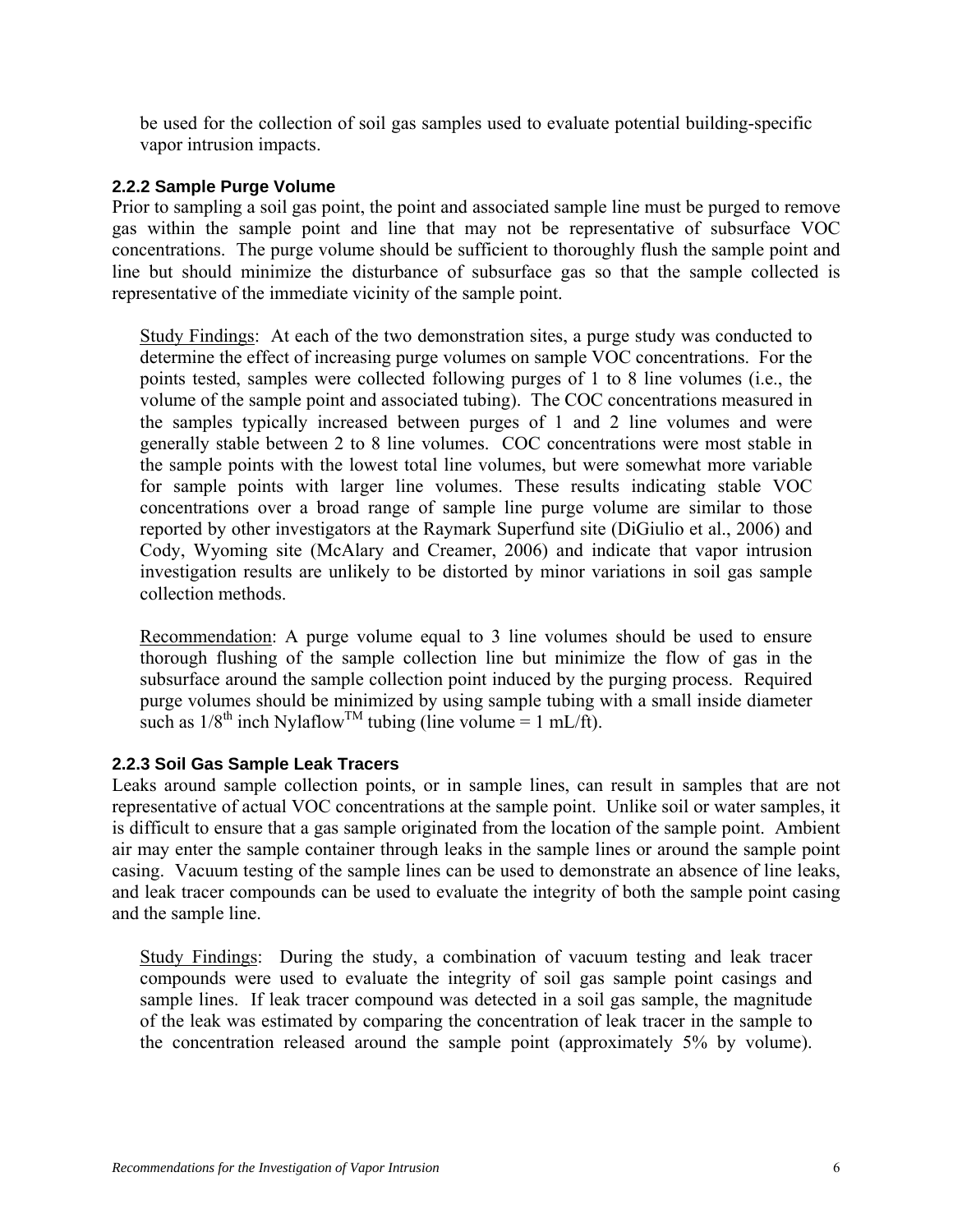be used for the collection of soil gas samples used to evaluate potential building-specific vapor intrusion impacts.

### 2.2.2 Sample Purge Volume

Prior to sampling a soil gas point, the point and associated sample line must be purged to remove gas within the sample point and line that may not be representative of subsurface VOC concentrations. The purge volume should be sufficient to thoroughly flush the sample point and line but should minimize the disturbance of subsurface gas so that the sample collected is representative of the immediate vicinity of the sample point.

Study Findings: At each of the two demonstration sites, a purge study was conducted to determine the effect of increasing purge volumes on sample VOC concentrations. For the points tested, samples were collected following purges of 1 to 8 line volumes (i.e., the volume of the sample point and associated tubing). The COC concentrations measured in the samples typically increased between purges of 1 and 2 line volumes and were generally stable between 2 to 8 line volumes. COC concentrations were most stable in the sample points with the lowest total line volumes, but were somewhat more variable for sample points with larger line volumes. These results indicating stable VOC concentrations over a broad range of sample line purge volume are similar to those reported by other investigators at the Raymark Superfund site (DiGiulio et al., 2006) and Cody, Wyoming site (McAlary and Creamer, 2006) and indicate that vapor intrusion investigation results are unlikely to be distorted by minor variations in soil gas sample collection methods.

Recommendation: A purge volume equal to 3 line volumes should be used to ensure thorough flushing of the sample collection line but minimize the flow of gas in the subsurface around the sample collection point induced by the purging process. Required purge volumes should be minimized by using sample tubing with a small inside diameter such as $1/8^{th}$ inch Nylaflow$^{TM}$ tubing (line volume = 1 mL/ft).

### 2.2.3 Soil Gas Sample Leak Tracers

Leaks around sample collection points, or in sample lines, can result in samples that are not representative of actual VOC concentrations at the sample point. Unlike soil or water samples, it is difficult to ensure that a gas sample originated from the location of the sample point. Ambient air may enter the sample container through leaks in the sample lines or around the sample point casing. Vacuum testing of the sample lines can be used to demonstrate an absence of line leaks, and leak tracer compounds can be used to evaluate the integrity of both the sample point casing and the sample line.

Study Findings: During the study, a combination of vacuum testing and leak tracer compounds were used to evaluate the integrity of soil gas sample point casings and sample lines. If leak tracer compound was detected in a soil gas sample, the magnitude of the leak was estimated by comparing the concentration of leak tracer in the sample to the concentration released around the sample point (approximately 5% by volume).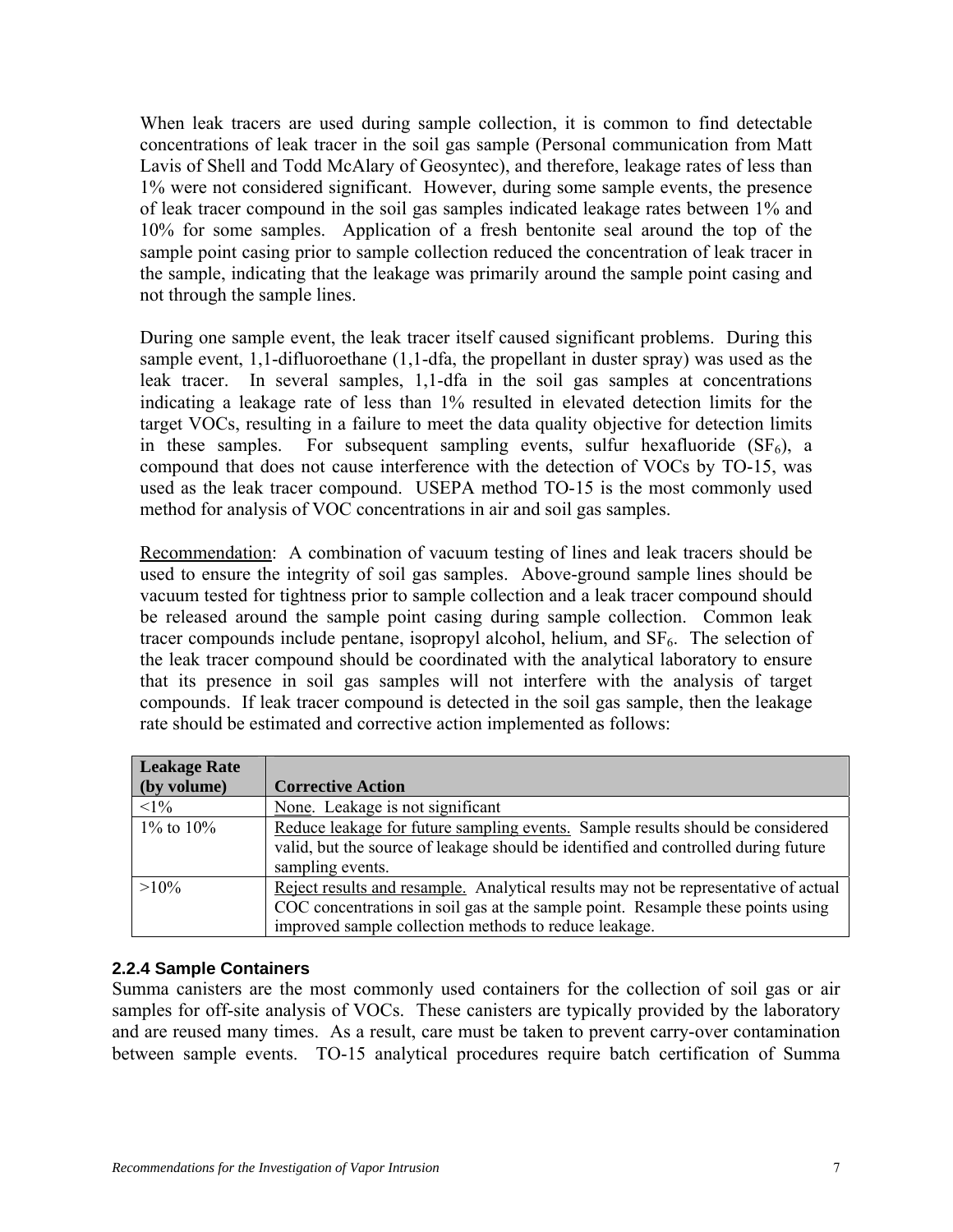When leak tracers are used during sample collection, it is common to find detectable concentrations of leak tracer in the soil gas sample (Personal communication from Matt Lavis of Shell and Todd McAlary of Geosyntec), and therefore, leakage rates of less than 1% were not considered significant. However, during some sample events, the presence of leak tracer compound in the soil gas samples indicated leakage rates between 1% and 10% for some samples. Application of a fresh bentonite seal around the top of the sample point casing prior to sample collection reduced the concentration of leak tracer in the sample, indicating that the leakage was primarily around the sample point casing and not through the sample lines.

During one sample event, the leak tracer itself caused significant problems. During this sample event, 1,1-difluoroethane (1,1-dfa, the propellant in duster spray) was used as the leak tracer. In several samples, 1,1-dfa in the soil gas samples at concentrations indicating a leakage rate of less than 1% resulted in elevated detection limits for the target VOCs, resulting in a failure to meet the data quality objective for detection limits in these samples. For subsequent sampling events, sulfur hexafluoride ($SF_6$), a compound that does not cause interference with the detection of VOCs by TO-15, was used as the leak tracer compound. USEPA method TO-15 is the most commonly used method for analysis of VOC concentrations in air and soil gas samples.

Recommendation: A combination of vacuum testing of lines and leak tracers should be used to ensure the integrity of soil gas samples. Above-ground sample lines should be vacuum tested for tightness prior to sample collection and a leak tracer compound should be released around the sample point casing during sample collection. Common leak tracer compounds include pentane, isopropyl alcohol, helium, and $SF_6$. The selection of the leak tracer compound should be coordinated with the analytical laboratory to ensure that its presence in soil gas samples will not interfere with the analysis of target compounds. If leak tracer compound is detected in the soil gas sample, then the leakage rate should be estimated and corrective action implemented as follows:

| Leakage Rate (by volume) | Corrective Action |
|---|---|
| <1% | None. Leakage is not significant |
| 1% to 10% | Reduce leakage for future sampling events. Sample results should be considered valid, but the source of leakage should be identified and controlled during future sampling events. |
| >10% | Reject results and resample. Analytical results may not be representative of actual COC concentrations in soil gas at the sample point. Resample these points using improved sample collection methods to reduce leakage. |

### 2.2.4 Sample Containers

Summa canisters are the most commonly used containers for the collection of soil gas or air samples for off-site analysis of VOCs. These canisters are typically provided by the laboratory and are reused many times. As a result, care must be taken to prevent carry-over contamination between sample events. TO-15 analytical procedures require batch certification of Summa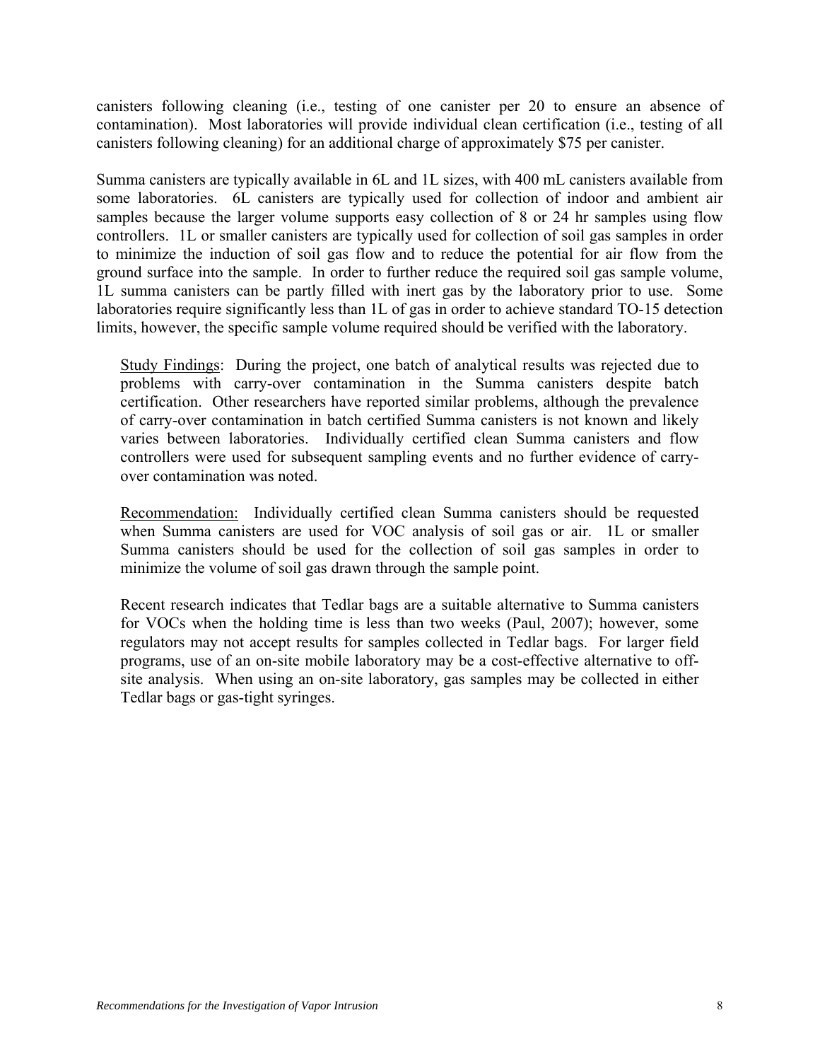canisters following cleaning (i.e., testing of one canister per 20 to ensure an absence of contamination). Most laboratories will provide individual clean certification (i.e., testing of all canisters following cleaning) for an additional charge of approximately $75 per canister.

Summa canisters are typically available in 6L and 1L sizes, with 400 mL canisters available from some laboratories. 6L canisters are typically used for collection of indoor and ambient air samples because the larger volume supports easy collection of 8 or 24 hr samples using flow controllers. 1L or smaller canisters are typically used for collection of soil gas samples in order to minimize the induction of soil gas flow and to reduce the potential for air flow from the ground surface into the sample. In order to further reduce the required soil gas sample volume, 1L summa canisters can be partly filled with inert gas by the laboratory prior to use. Some laboratories require significantly less than 1L of gas in order to achieve standard TO-15 detection limits, however, the specific sample volume required should be verified with the laboratory.

> <u>Study Findings</u>: During the project, one batch of analytical results was rejected due to problems with carry-over contamination in the Summa canisters despite batch certification. Other researchers have reported similar problems, although the prevalence of carry-over contamination in batch certified Summa canisters is not known and likely varies between laboratories. Individually certified clean Summa canisters and flow controllers were used for subsequent sampling events and no further evidence of carry-over contamination was noted.
>
> <u>Recommendation:</u> Individually certified clean Summa canisters should be requested when Summa canisters are used for VOC analysis of soil gas or air. 1L or smaller Summa canisters should be used for the collection of soil gas samples in order to minimize the volume of soil gas drawn through the sample point.
>
> Recent research indicates that Tedlar bags are a suitable alternative to Summa canisters for VOCs when the holding time is less than two weeks (Paul, 2007); however, some regulators may not accept results for samples collected in Tedlar bags. For larger field programs, use of an on-site mobile laboratory may be a cost-effective alternative to off-site analysis. When using an on-site laboratory, gas samples may be collected in either Tedlar bags or gas-tight syringes.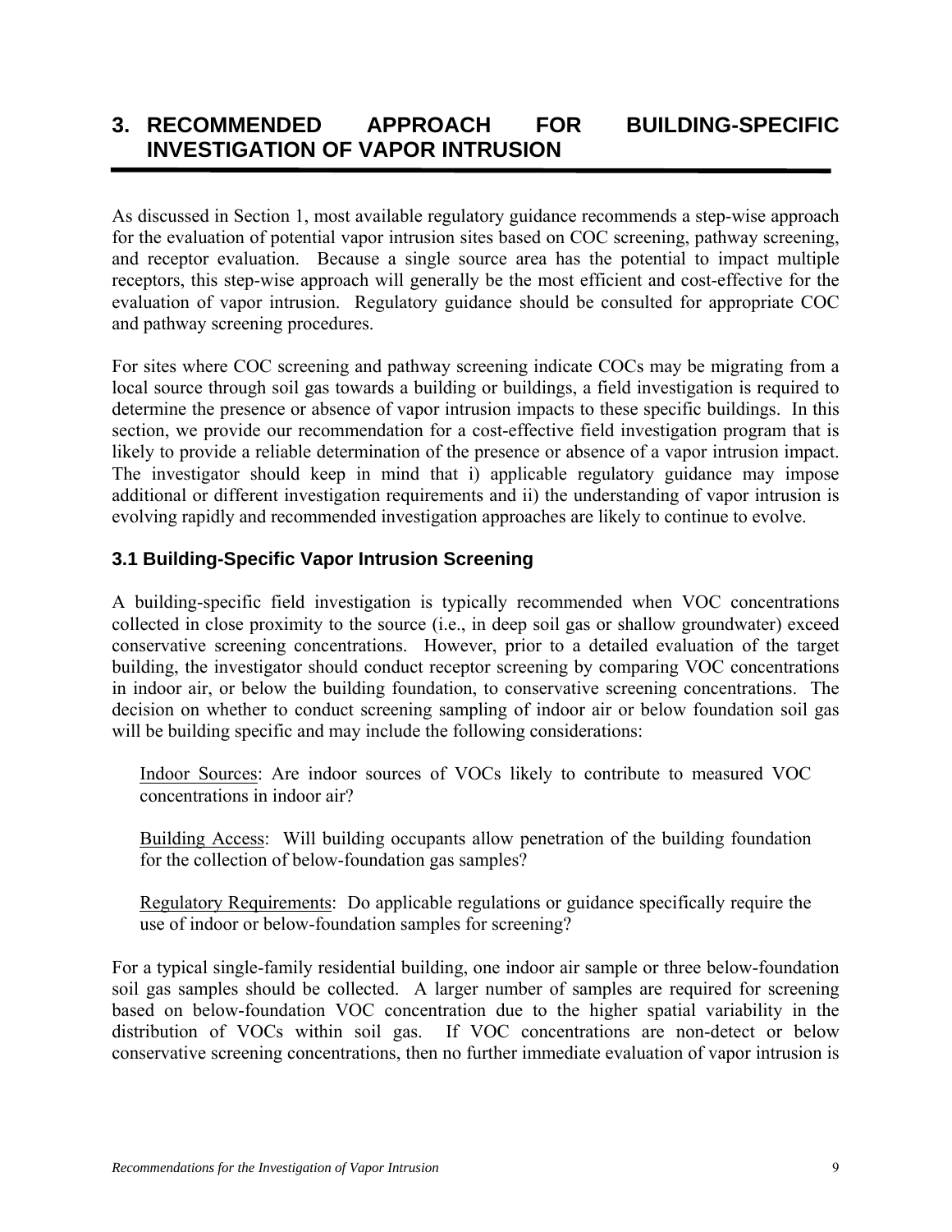# 3. RECOMMENDED APPROACH FOR BUILDING-SPECIFIC INVESTIGATION OF VAPOR INTRUSION

As discussed in Section 1, most available regulatory guidance recommends a step-wise approach for the evaluation of potential vapor intrusion sites based on COC screening, pathway screening, and receptor evaluation. Because a single source area has the potential to impact multiple receptors, this step-wise approach will generally be the most efficient and cost-effective for the evaluation of vapor intrusion. Regulatory guidance should be consulted for appropriate COC and pathway screening procedures.

For sites where COC screening and pathway screening indicate COCs may be migrating from a local source through soil gas towards a building or buildings, a field investigation is required to determine the presence or absence of vapor intrusion impacts to these specific buildings. In this section, we provide our recommendation for a cost-effective field investigation program that is likely to provide a reliable determination of the presence or absence of a vapor intrusion impact. The investigator should keep in mind that i) applicable regulatory guidance may impose additional or different investigation requirements and ii) the understanding of vapor intrusion is evolving rapidly and recommended investigation approaches are likely to continue to evolve.

## 3.1 Building-Specific Vapor Intrusion Screening

A building-specific field investigation is typically recommended when VOC concentrations collected in close proximity to the source (i.e., in deep soil gas or shallow groundwater) exceed conservative screening concentrations. However, prior to a detailed evaluation of the target building, the investigator should conduct receptor screening by comparing VOC concentrations in indoor air, or below the building foundation, to conservative screening concentrations. The decision on whether to conduct screening sampling of indoor air or below foundation soil gas will be building specific and may include the following considerations:

Indoor Sources: Are indoor sources of VOCs likely to contribute to measured VOC concentrations in indoor air?

Building Access: Will building occupants allow penetration of the building foundation for the collection of below-foundation gas samples?

Regulatory Requirements: Do applicable regulations or guidance specifically require the use of indoor or below-foundation samples for screening?

For a typical single-family residential building, one indoor air sample or three below-foundation soil gas samples should be collected. A larger number of samples are required for screening based on below-foundation VOC concentration due to the higher spatial variability in the distribution of VOCs within soil gas. If VOC concentrations are non-detect or below conservative screening concentrations, then no further immediate evaluation of vapor intrusion is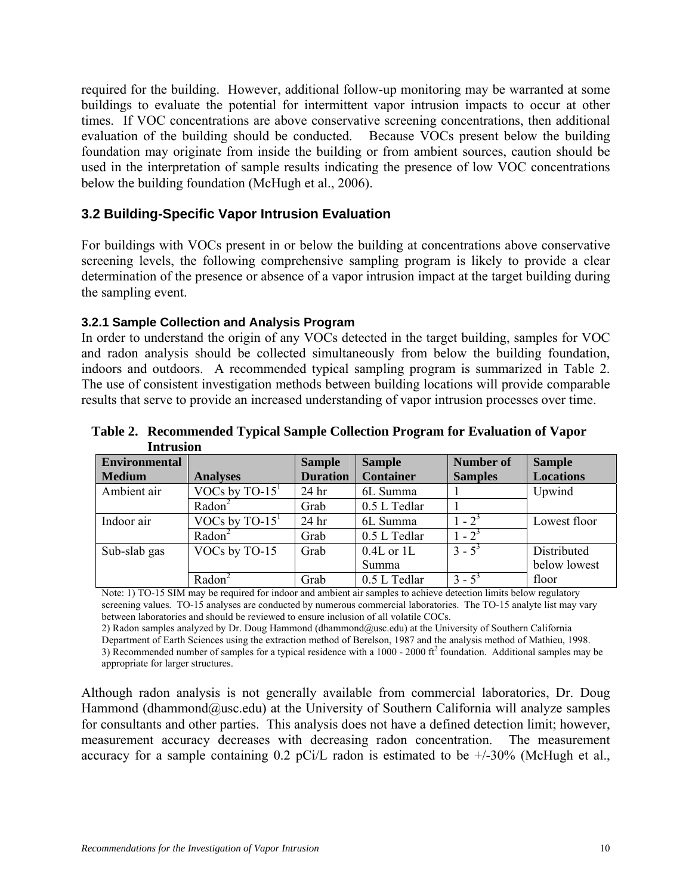required for the building. However, additional follow-up monitoring may be warranted at some buildings to evaluate the potential for intermittent vapor intrusion impacts to occur at other times. If VOC concentrations are above conservative screening concentrations, then additional evaluation of the building should be conducted. Because VOCs present below the building foundation may originate from inside the building or from ambient sources, caution should be used in the interpretation of sample results indicating the presence of low VOC concentrations below the building foundation (McHugh et al., 2006).

## 3.2 Building-Specific Vapor Intrusion Evaluation

For buildings with VOCs present in or below the building at concentrations above conservative screening levels, the following comprehensive sampling program is likely to provide a clear determination of the presence or absence of a vapor intrusion impact at the target building during the sampling event.

### 3.2.1 Sample Collection and Analysis Program

In order to understand the origin of any VOCs detected in the target building, samples for VOC and radon analysis should be collected simultaneously from below the building foundation, indoors and outdoors. A recommended typical sampling program is summarized in Table 2. The use of consistent investigation methods between building locations will provide comparable results that serve to provide an increased understanding of vapor intrusion processes over time.

**Table 2. Recommended Typical Sample Collection Program for Evaluation of Vapor Intrusion**

| Environmental Medium | Analyses | Sample Duration | Sample Container | Number of Samples | Sample Locations |
|---|---|---|---|---|---|
| Ambient air | VOCs by TO-15[1] | 24 hr | 6L Summa | 1 | Upwind |
| | Radon[2] | Grab | 0.5 L Tedlar | 1 | |
| Indoor air | VOCs by TO-15[1] | 24 hr | 6L Summa | 1 - 2[3] | Lowest floor |
| | Radon[2] | Grab | 0.5 L Tedlar | 1 - 2[3] | |
| Sub-slab gas | VOCs by TO-15 | Grab | 0.4L or 1L Summa | 3 - 5[3] | Distributed below lowest floor |
| | Radon[2] | Grab | 0.5 L Tedlar | 3 - 5[3] | |

Note: 1) TO-15 SIM may be required for indoor and ambient air samples to achieve detection limits below regulatory screening values. TO-15 analyses are conducted by numerous commercial laboratories. The TO-15 analyte list may vary between laboratories and should be reviewed to ensure inclusion of all volatile COCs.
2) Radon samples analyzed by Dr. Doug Hammond (dhammond@usc.edu) at the University of Southern California Department of Earth Sciences using the extraction method of Berelson, 1987 and the analysis method of Mathieu, 1998.
3) Recommended number of samples for a typical residence with a 1000 - 2000 ft$^2$ foundation. Additional samples may be appropriate for larger structures.

Although radon analysis is not generally available from commercial laboratories, Dr. Doug Hammond (dhammond@usc.edu) at the University of Southern California will analyze samples for consultants and other parties. This analysis does not have a defined detection limit; however, measurement accuracy decreases with decreasing radon concentration. The measurement accuracy for a sample containing 0.2 pCi/L radon is estimated to be +/-30% (McHugh et al.,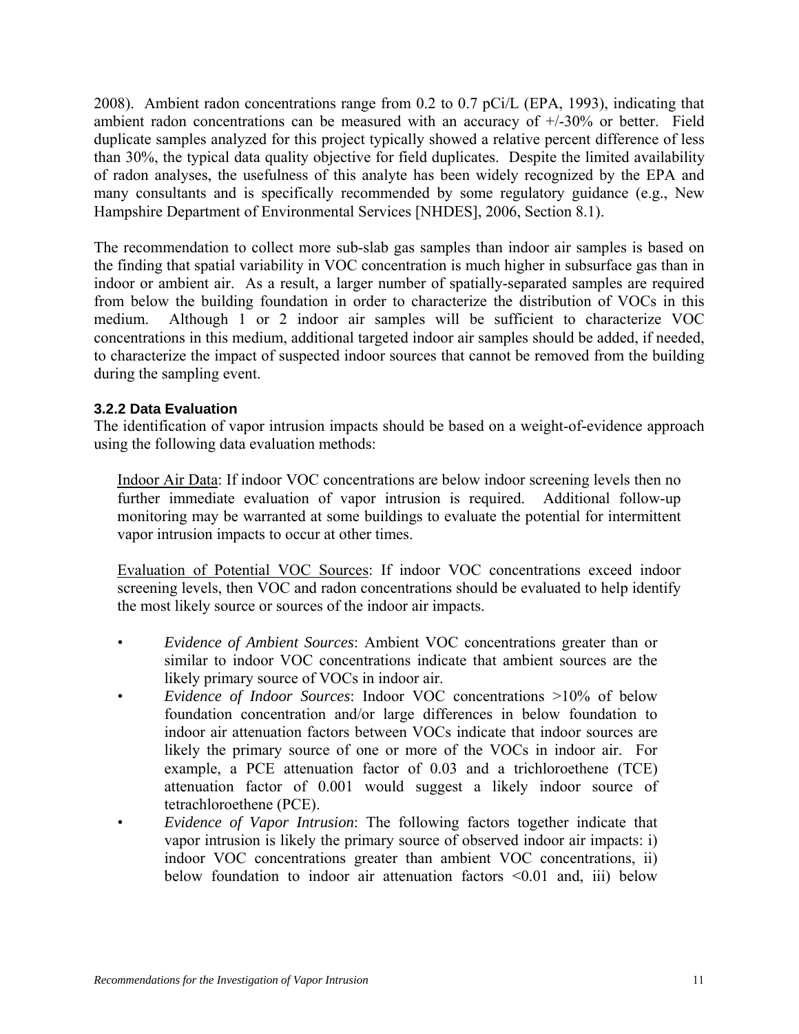2008). Ambient radon concentrations range from 0.2 to 0.7 pCi/L (EPA, 1993), indicating that ambient radon concentrations can be measured with an accuracy of +/-30% or better. Field duplicate samples analyzed for this project typically showed a relative percent difference of less than 30%, the typical data quality objective for field duplicates. Despite the limited availability of radon analyses, the usefulness of this analyte has been widely recognized by the EPA and many consultants and is specifically recommended by some regulatory guidance (e.g., New Hampshire Department of Environmental Services [NHDES], 2006, Section 8.1).

The recommendation to collect more sub-slab gas samples than indoor air samples is based on the finding that spatial variability in VOC concentration is much higher in subsurface gas than in indoor or ambient air. As a result, a larger number of spatially-separated samples are required from below the building foundation in order to characterize the distribution of VOCs in this medium. Although 1 or 2 indoor air samples will be sufficient to characterize VOC concentrations in this medium, additional targeted indoor air samples should be added, if needed, to characterize the impact of suspected indoor sources that cannot be removed from the building during the sampling event.

### 3.2.2 Data Evaluation

The identification of vapor intrusion impacts should be based on a weight-of-evidence approach using the following data evaluation methods:

Indoor Air Data: If indoor VOC concentrations are below indoor screening levels then no further immediate evaluation of vapor intrusion is required. Additional follow-up monitoring may be warranted at some buildings to evaluate the potential for intermittent vapor intrusion impacts to occur at other times.

Evaluation of Potential VOC Sources: If indoor VOC concentrations exceed indoor screening levels, then VOC and radon concentrations should be evaluated to help identify the most likely source or sources of the indoor air impacts.

- *Evidence of Ambient Sources*: Ambient VOC concentrations greater than or similar to indoor VOC concentrations indicate that ambient sources are the likely primary source of VOCs in indoor air.
- *Evidence of Indoor Sources*: Indoor VOC concentrations >10% of below foundation concentration and/or large differences in below foundation to indoor air attenuation factors between VOCs indicate that indoor sources are likely the primary source of one or more of the VOCs in indoor air. For example, a PCE attenuation factor of 0.03 and a trichloroethene (TCE) attenuation factor of 0.001 would suggest a likely indoor source of tetrachloroethene (PCE).
- *Evidence of Vapor Intrusion*: The following factors together indicate that vapor intrusion is likely the primary source of observed indoor air impacts: i) indoor VOC concentrations greater than ambient VOC concentrations, ii) below foundation to indoor air attenuation factors <0.01 and, iii) below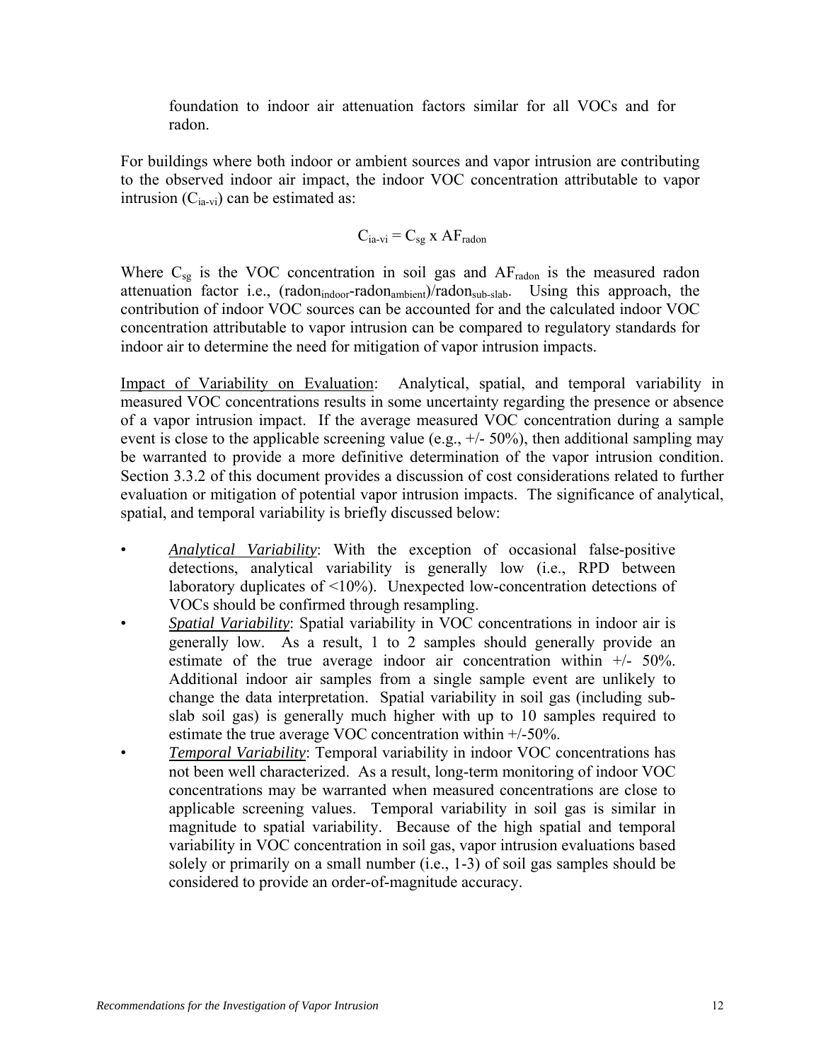foundation to indoor air attenuation factors similar for all VOCs and for radon.

For buildings where both indoor or ambient sources and vapor intrusion are contributing to the observed indoor air impact, the indoor VOC concentration attributable to vapor intrusion ($C_{ia-vi}$) can be estimated as:

$$C_{ia-vi} = C_{sg} \times AF_{radon}$$

Where $C_{sg}$ is the VOC concentration in soil gas and $AF_{radon}$ is the measured radon attenuation factor i.e., $(radon_{indoor}-radon_{ambient})/radon_{sub-slab}$. Using this approach, the contribution of indoor VOC sources can be accounted for and the calculated indoor VOC concentration attributable to vapor intrusion can be compared to regulatory standards for indoor air to determine the need for mitigation of vapor intrusion impacts.

Impact of Variability on Evaluation: Analytical, spatial, and temporal variability in measured VOC concentrations results in some uncertainty regarding the presence or absence of a vapor intrusion impact. If the average measured VOC concentration during a sample event is close to the applicable screening value (e.g., +/- 50%), then additional sampling may be warranted to provide a more definitive determination of the vapor intrusion condition. Section 3.3.2 of this document provides a discussion of cost considerations related to further evaluation or mitigation of potential vapor intrusion impacts. The significance of analytical, spatial, and temporal variability is briefly discussed below:

- ***Analytical Variability***: With the exception of occasional false-positive detections, analytical variability is generally low (i.e., RPD between laboratory duplicates of <10%). Unexpected low-concentration detections of VOCs should be confirmed through resampling.
- ***Spatial Variability***: Spatial variability in VOC concentrations in indoor air is generally low. As a result, 1 to 2 samples should generally provide an estimate of the true average indoor air concentration within +/- 50%. Additional indoor air samples from a single sample event are unlikely to change the data interpretation. Spatial variability in soil gas (including sub-slab soil gas) is generally much higher with up to 10 samples required to estimate the true average VOC concentration within +/-50%.
- ***Temporal Variability***: Temporal variability in indoor VOC concentrations has not been well characterized. As a result, long-term monitoring of indoor VOC concentrations may be warranted when measured concentrations are close to applicable screening values. Temporal variability in soil gas is similar in magnitude to spatial variability. Because of the high spatial and temporal variability in VOC concentration in soil gas, vapor intrusion evaluations based solely or primarily on a small number (i.e., 1-3) of soil gas samples should be considered to provide an order-of-magnitude accuracy.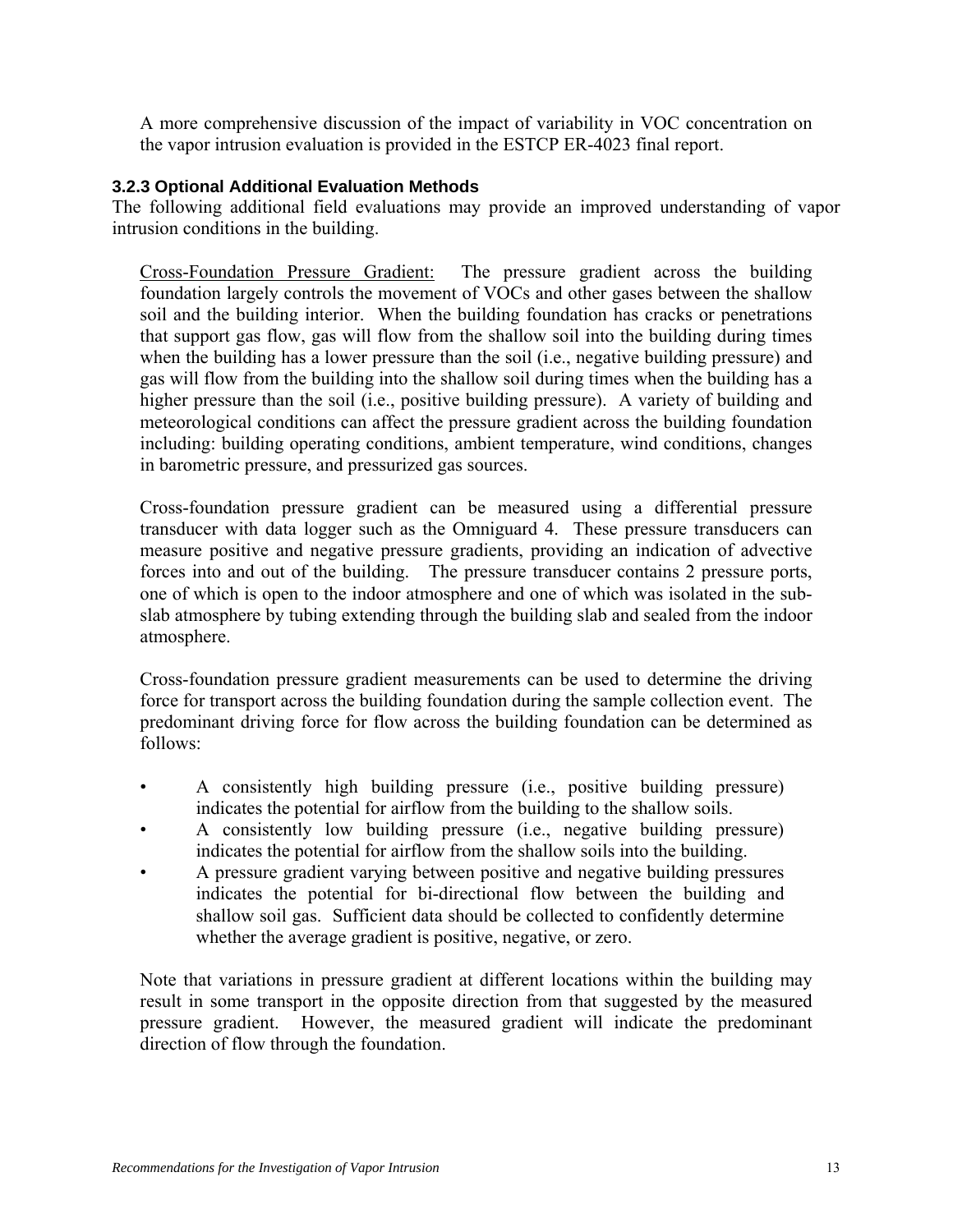A more comprehensive discussion of the impact of variability in VOC concentration on the vapor intrusion evaluation is provided in the ESTCP ER-4023 final report.

### 3.2.3 Optional Additional Evaluation Methods

The following additional field evaluations may provide an improved understanding of vapor intrusion conditions in the building.

Cross-Foundation Pressure Gradient: The pressure gradient across the building foundation largely controls the movement of VOCs and other gases between the shallow soil and the building interior. When the building foundation has cracks or penetrations that support gas flow, gas will flow from the shallow soil into the building during times when the building has a lower pressure than the soil (i.e., negative building pressure) and gas will flow from the building into the shallow soil during times when the building has a higher pressure than the soil (i.e., positive building pressure). A variety of building and meteorological conditions can affect the pressure gradient across the building foundation including: building operating conditions, ambient temperature, wind conditions, changes in barometric pressure, and pressurized gas sources.

Cross-foundation pressure gradient can be measured using a differential pressure transducer with data logger such as the Omniguard 4. These pressure transducers can measure positive and negative pressure gradients, providing an indication of advective forces into and out of the building. The pressure transducer contains 2 pressure ports, one of which is open to the indoor atmosphere and one of which was isolated in the sub-slab atmosphere by tubing extending through the building slab and sealed from the indoor atmosphere.

Cross-foundation pressure gradient measurements can be used to determine the driving force for transport across the building foundation during the sample collection event. The predominant driving force for flow across the building foundation can be determined as follows:

- A consistently high building pressure (i.e., positive building pressure) indicates the potential for airflow from the building to the shallow soils.
- A consistently low building pressure (i.e., negative building pressure) indicates the potential for airflow from the shallow soils into the building.
- A pressure gradient varying between positive and negative building pressures indicates the potential for bi-directional flow between the building and shallow soil gas. Sufficient data should be collected to confidently determine whether the average gradient is positive, negative, or zero.

Note that variations in pressure gradient at different locations within the building may result in some transport in the opposite direction from that suggested by the measured pressure gradient. However, the measured gradient will indicate the predominant direction of flow through the foundation.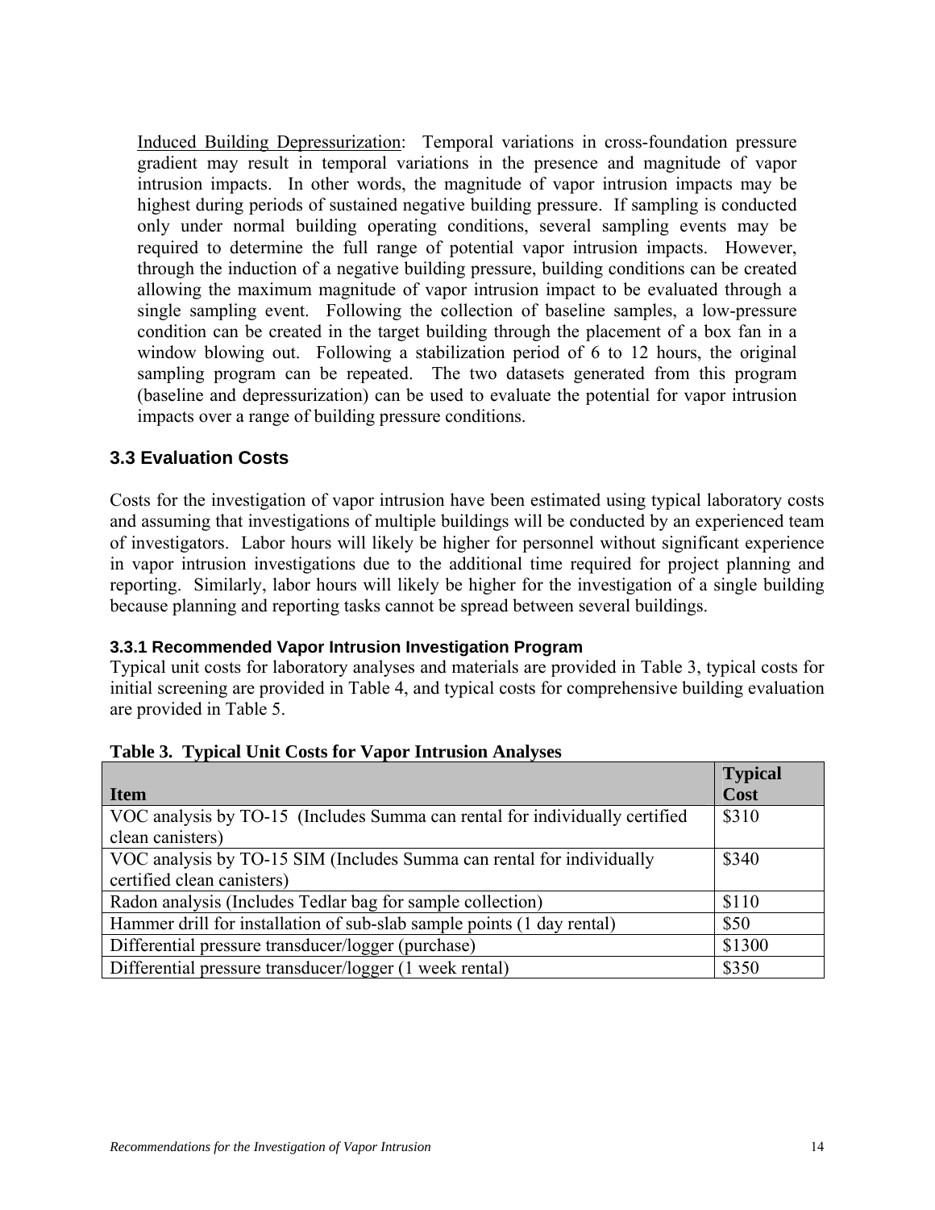Induced Building Depressurization: Temporal variations in cross-foundation pressure gradient may result in temporal variations in the presence and magnitude of vapor intrusion impacts. In other words, the magnitude of vapor intrusion impacts may be highest during periods of sustained negative building pressure. If sampling is conducted only under normal building operating conditions, several sampling events may be required to determine the full range of potential vapor intrusion impacts. However, through the induction of a negative building pressure, building conditions can be created allowing the maximum magnitude of vapor intrusion impact to be evaluated through a single sampling event. Following the collection of baseline samples, a low-pressure condition can be created in the target building through the placement of a box fan in a window blowing out. Following a stabilization period of 6 to 12 hours, the original sampling program can be repeated. The two datasets generated from this program (baseline and depressurization) can be used to evaluate the potential for vapor intrusion impacts over a range of building pressure conditions.

## 3.3 Evaluation Costs

Costs for the investigation of vapor intrusion have been estimated using typical laboratory costs and assuming that investigations of multiple buildings will be conducted by an experienced team of investigators. Labor hours will likely be higher for personnel without significant experience in vapor intrusion investigations due to the additional time required for project planning and reporting. Similarly, labor hours will likely be higher for the investigation of a single building because planning and reporting tasks cannot be spread between several buildings.

### 3.3.1 Recommended Vapor Intrusion Investigation Program

Typical unit costs for laboratory analyses and materials are provided in Table 3, typical costs for initial screening are provided in Table 4, and typical costs for comprehensive building evaluation are provided in Table 5.

**Table 3. Typical Unit Costs for Vapor Intrusion Analyses**

| Item | Typical Cost |
|---|---|
| VOC analysis by TO-15 (Includes Summa can rental for individually certified clean canisters) | $310 |
| VOC analysis by TO-15 SIM (Includes Summa can rental for individually certified clean canisters) | $340 |
| Radon analysis (Includes Tedlar bag for sample collection) | $110 |
| Hammer drill for installation of sub-slab sample points (1 day rental) | $50 |
| Differential pressure transducer/logger (purchase) | $1300 |
| Differential pressure transducer/logger (1 week rental) | $350 |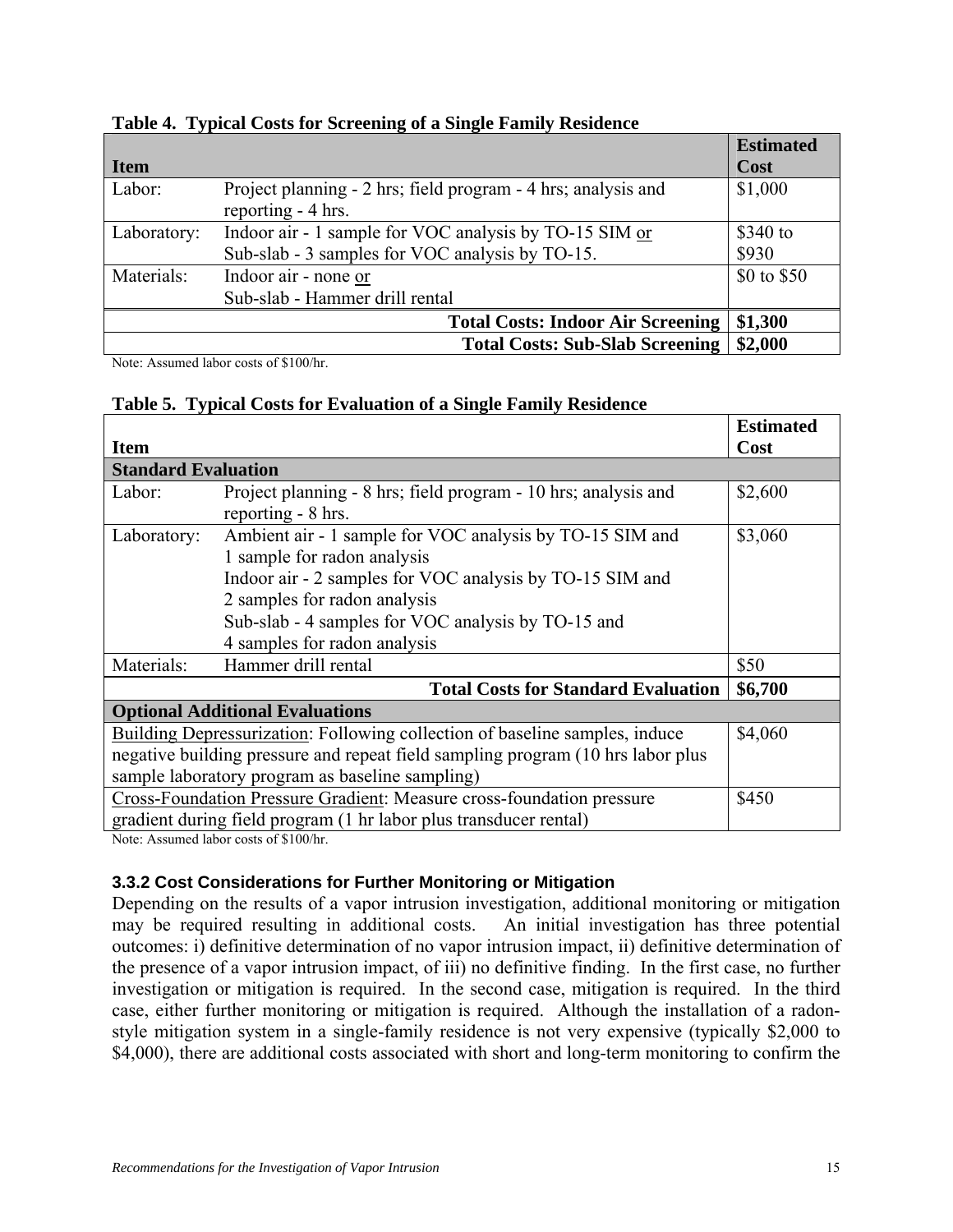**Table 4. Typical Costs for Screening of a Single Family Residence**

| Item | | Estimated Cost |
|---|---|---|
| Labor: | Project planning - 2 hrs; field program - 4 hrs; analysis and reporting - 4 hrs. | $1,000 |
| Laboratory: | Indoor air - 1 sample for VOC analysis by TO-15 SIM <u>or</u><br>Sub-slab - 3 samples for VOC analysis by TO-15. | $340 to $930 |
| Materials: | Indoor air - none <u>or</u><br>Sub-slab - Hammer drill rental | $0 to $50 |
| | **Total Costs: Indoor Air Screening** | **$1,300** |
| | **Total Costs: Sub-Slab Screening** | **$2,000** |

Note: Assumed labor costs of $100/hr.

**Table 5. Typical Costs for Evaluation of a Single Family Residence**

| Item | | Estimated Cost |
|---|---|---|
| **Standard Evaluation** | | |
| Labor: | Project planning - 8 hrs; field program - 10 hrs; analysis and reporting - 8 hrs. | $2,600 |
| Laboratory: | Ambient air - 1 sample for VOC analysis by TO-15 SIM and 1 sample for radon analysis<br>Indoor air - 2 samples for VOC analysis by TO-15 SIM and 2 samples for radon analysis<br>Sub-slab - 4 samples for VOC analysis by TO-15 and 4 samples for radon analysis | $3,060 |
| Materials: | Hammer drill rental | $50 |
| | **Total Costs for Standard Evaluation** | **$6,700** |
| **Optional Additional Evaluations** | | |
| <u>Building Depressurization</u>: Following collection of baseline samples, induce negative building pressure and repeat field sampling program (10 hrs labor plus sample laboratory program as baseline sampling) | | $4,060 |
| <u>Cross-Foundation Pressure Gradient</u>: Measure cross-foundation pressure gradient during field program (1 hr labor plus transducer rental) | | $450 |

Note: Assumed labor costs of $100/hr.

### 3.3.2 Cost Considerations for Further Monitoring or Mitigation

Depending on the results of a vapor intrusion investigation, additional monitoring or mitigation may be required resulting in additional costs. An initial investigation has three potential outcomes: i) definitive determination of no vapor intrusion impact, ii) definitive determination of the presence of a vapor intrusion impact, of iii) no definitive finding. In the first case, no further investigation or mitigation is required. In the second case, mitigation is required. In the third case, either further monitoring or mitigation is required. Although the installation of a radon-style mitigation system in a single-family residence is not very expensive (typically $2,000 to $4,000), there are additional costs associated with short and long-term monitoring to confirm the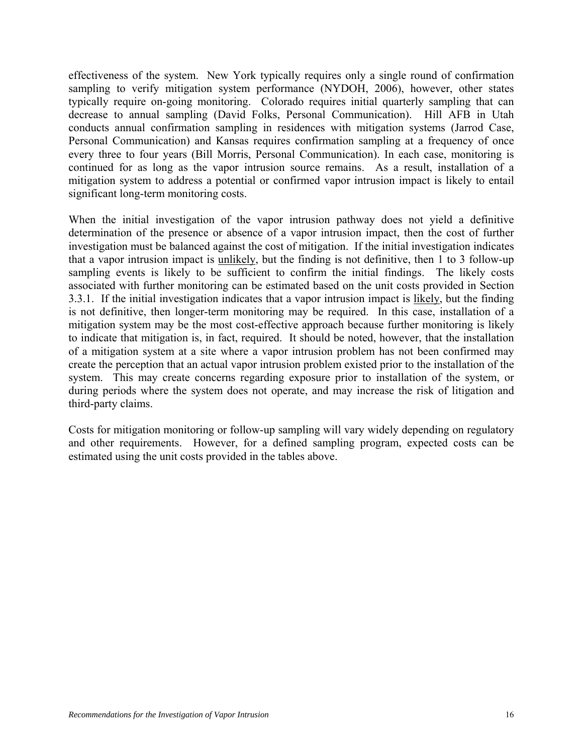effectiveness of the system. New York typically requires only a single round of confirmation sampling to verify mitigation system performance (NYDOH, 2006), however, other states typically require on-going monitoring. Colorado requires initial quarterly sampling that can decrease to annual sampling (David Folks, Personal Communication). Hill AFB in Utah conducts annual confirmation sampling in residences with mitigation systems (Jarrod Case, Personal Communication) and Kansas requires confirmation sampling at a frequency of once every three to four years (Bill Morris, Personal Communication). In each case, monitoring is continued for as long as the vapor intrusion source remains. As a result, installation of a mitigation system to address a potential or confirmed vapor intrusion impact is likely to entail significant long-term monitoring costs.

When the initial investigation of the vapor intrusion pathway does not yield a definitive determination of the presence or absence of a vapor intrusion impact, then the cost of further investigation must be balanced against the cost of mitigation. If the initial investigation indicates that a vapor intrusion impact is <u>unlikely</u>, but the finding is not definitive, then 1 to 3 follow-up sampling events is likely to be sufficient to confirm the initial findings. The likely costs associated with further monitoring can be estimated based on the unit costs provided in Section 3.3.1. If the initial investigation indicates that a vapor intrusion impact is <u>likely</u>, but the finding is not definitive, then longer-term monitoring may be required. In this case, installation of a mitigation system may be the most cost-effective approach because further monitoring is likely to indicate that mitigation is, in fact, required. It should be noted, however, that the installation of a mitigation system at a site where a vapor intrusion problem has not been confirmed may create the perception that an actual vapor intrusion problem existed prior to the installation of the system. This may create concerns regarding exposure prior to installation of the system, or during periods where the system does not operate, and may increase the risk of litigation and third-party claims.

Costs for mitigation monitoring or follow-up sampling will vary widely depending on regulatory and other requirements. However, for a defined sampling program, expected costs can be estimated using the unit costs provided in the tables above.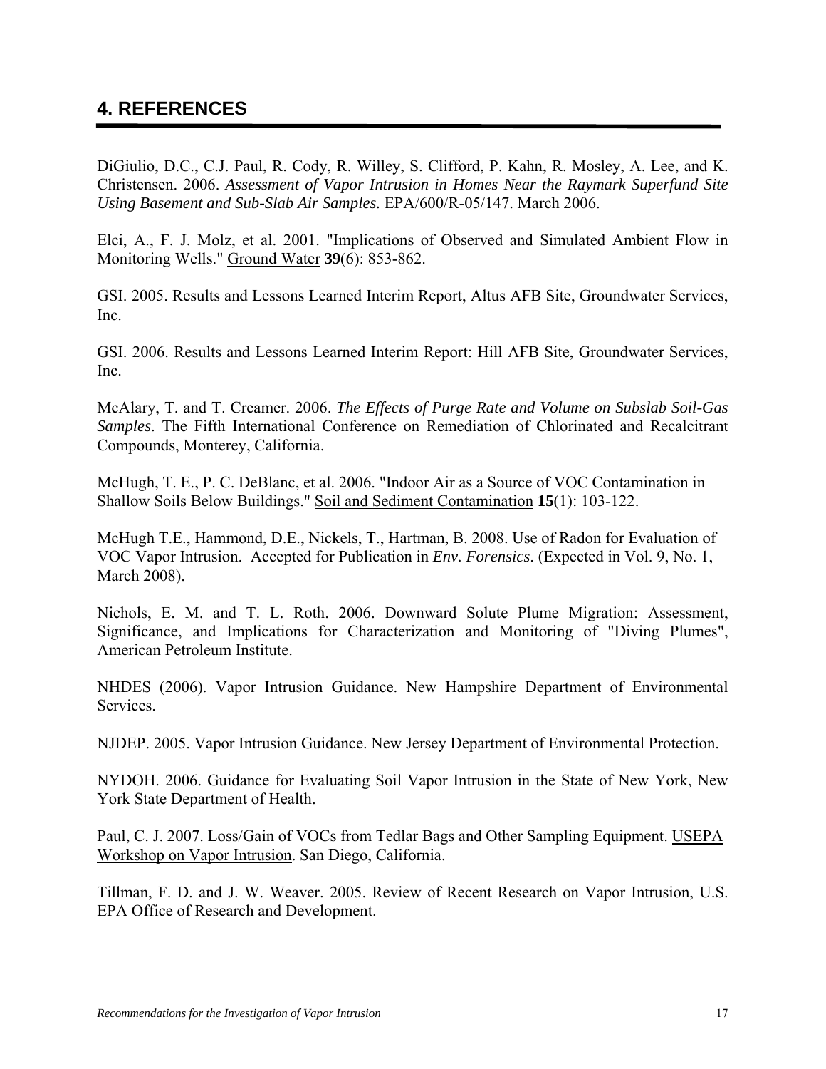## 4. REFERENCES

DiGiulio, D.C., C.J. Paul, R. Cody, R. Willey, S. Clifford, P. Kahn, R. Mosley, A. Lee, and K. Christensen. 2006. *Assessment of Vapor Intrusion in Homes Near the Raymark Superfund Site Using Basement and Sub-Slab Air Samples.* EPA/600/R-05/147. March 2006.

Elci, A., F. J. Molz, et al. 2001. "Implications of Observed and Simulated Ambient Flow in Monitoring Wells." Ground Water **39**(6): 853-862.

GSI. 2005. Results and Lessons Learned Interim Report, Altus AFB Site, Groundwater Services, Inc.

GSI. 2006. Results and Lessons Learned Interim Report: Hill AFB Site, Groundwater Services, Inc.

McAlary, T. and T. Creamer. 2006. *The Effects of Purge Rate and Volume on Subslab Soil-Gas Samples*. The Fifth International Conference on Remediation of Chlorinated and Recalcitrant Compounds, Monterey, California.

McHugh, T. E., P. C. DeBlanc, et al. 2006. "Indoor Air as a Source of VOC Contamination in Shallow Soils Below Buildings." Soil and Sediment Contamination **15**(1): 103-122.

McHugh T.E., Hammond, D.E., Nickels, T., Hartman, B. 2008. Use of Radon for Evaluation of VOC Vapor Intrusion. Accepted for Publication in *Env. Forensics*. (Expected in Vol. 9, No. 1, March 2008).

Nichols, E. M. and T. L. Roth. 2006. Downward Solute Plume Migration: Assessment, Significance, and Implications for Characterization and Monitoring of "Diving Plumes", American Petroleum Institute.

NHDES (2006). Vapor Intrusion Guidance. New Hampshire Department of Environmental Services.

NJDEP. 2005. Vapor Intrusion Guidance. New Jersey Department of Environmental Protection.

NYDOH. 2006. Guidance for Evaluating Soil Vapor Intrusion in the State of New York, New York State Department of Health.

Paul, C. J. 2007. Loss/Gain of VOCs from Tedlar Bags and Other Sampling Equipment. USEPA Workshop on Vapor Intrusion. San Diego, California.

Tillman, F. D. and J. W. Weaver. 2005. Review of Recent Research on Vapor Intrusion, U.S. EPA Office of Research and Development.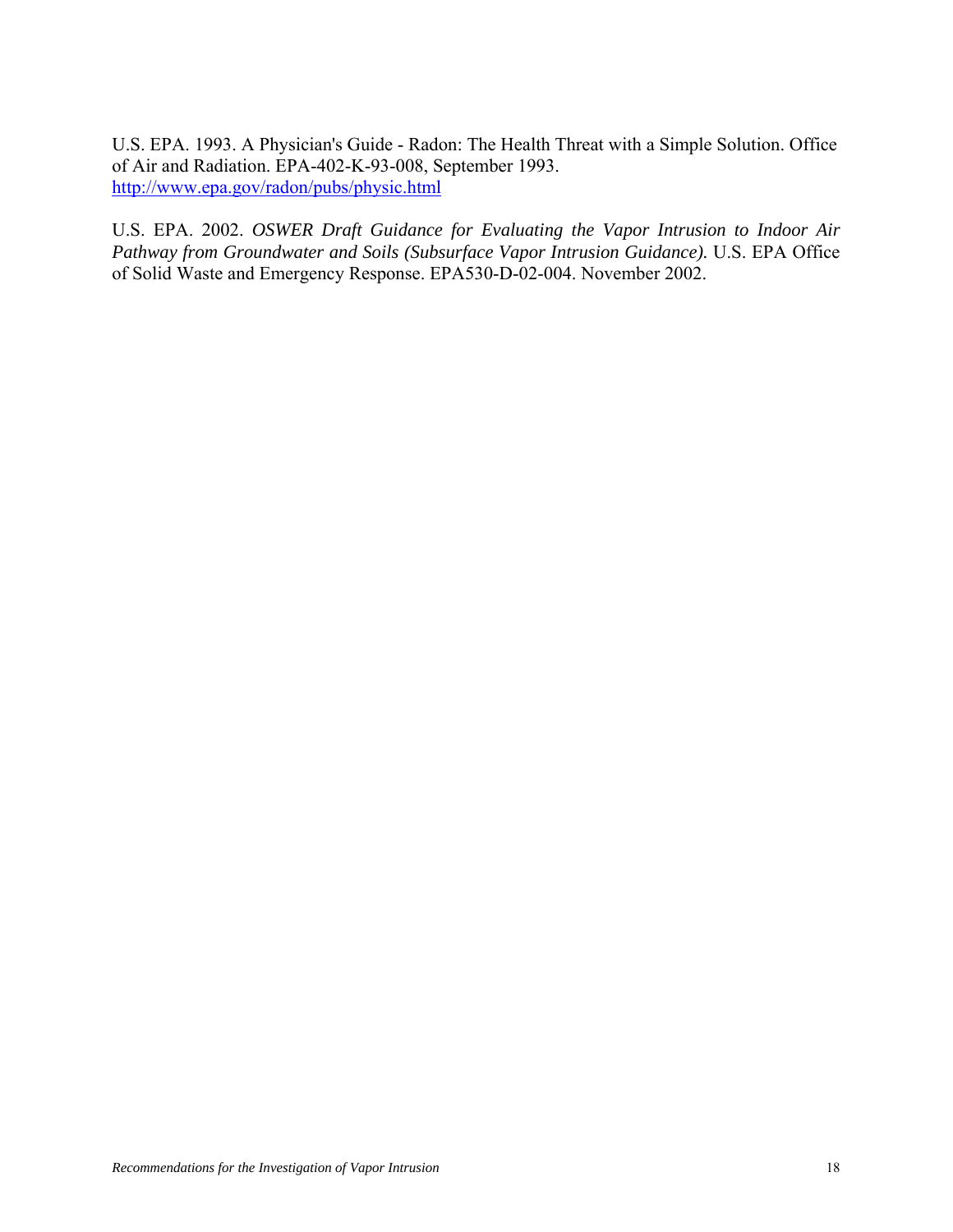U.S. EPA. 1993. A Physician's Guide - Radon: The Health Threat with a Simple Solution. Office of Air and Radiation. EPA-402-K-93-008, September 1993. http://www.epa.gov/radon/pubs/physic.html

U.S. EPA. 2002. *OSWER Draft Guidance for Evaluating the Vapor Intrusion to Indoor Air Pathway from Groundwater and Soils (Subsurface Vapor Intrusion Guidance).* U.S. EPA Office of Solid Waste and Emergency Response. EPA530-D-02-004. November 2002.